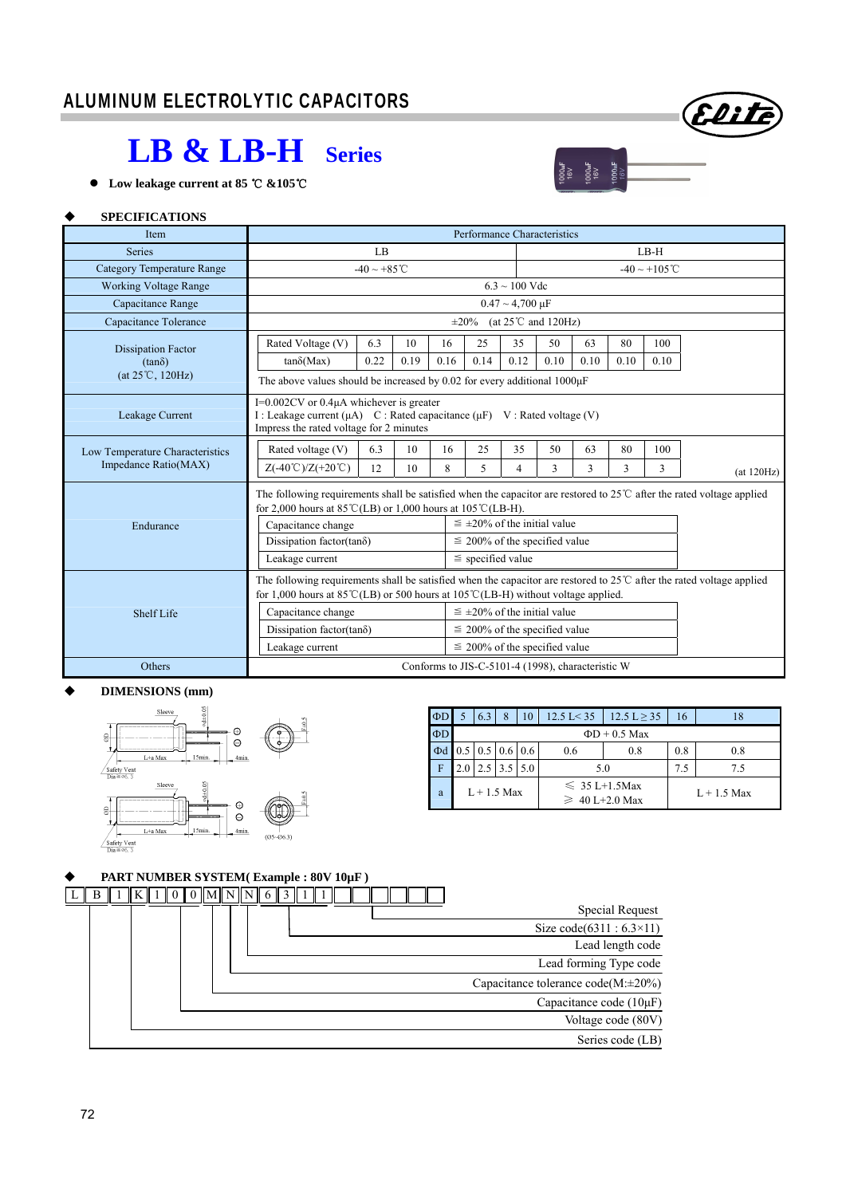# ALUMINUM ELECTROLYTIC CAPACITORS

## LB & LB-H Series

- **Low leakage current at 85 ℃ &105℃**

### ◆ SPECIFICATIONS

| Item | Performance Characteristics | |
|---|---|---|
| Series | LB | LB-H |
| Category Temperature Range | -40 ~ +85℃ | -40 ~ +105℃ |
| Working Voltage Range | 6.3 ~ 100 Vdc | |
| Capacitance Range | 0.47 ~ 4,700 µF | |
| Capacitance Tolerance | ±20% (at 25℃ and 120Hz) | |
| Dissipation Factor (tanδ) (at 25℃, 120Hz) | Rated Voltage (V): 6.3 / 10 / 16 / 25 / 35 / 50 / 63 / 80 / 100; tanδ(Max): 0.22 / 0.19 / 0.16 / 0.14 / 0.12 / 0.10 / 0.10 / 0.10 / 0.10. The above values should be increased by 0.02 for every additional 1000µF | |
| Leakage Current | I=0.002CV or 0.4µA whichever is greater. I : Leakage current (µA) C : Rated capacitance (µF) V : Rated voltage (V). Impress the rated voltage for 2 minutes | |
| Low Temperature Characteristics Impedance Ratio(MAX) | Rated voltage (V): 6.3 / 10 / 16 / 25 / 35 / 50 / 63 / 80 / 100; Z(-40℃)/Z(+20℃): 12 / 10 / 8 / 5 / 4 / 3 / 3 / 3 / 3 (at 120Hz) | |
| Endurance | The following requirements shall be satisfied when the capacitor are restored to 25℃ after the rated voltage applied for 2,000 hours at 85℃(LB) or 1,000 hours at 105℃(LB-H). Capacitance change: ≦ ±20% of the initial value; Dissipation factor(tanδ): ≦ 200% of the specified value; Leakage current: ≦ specified value | |
| Shelf Life | The following requirements shall be satisfied when the capacitor are restored to 25℃ after the rated voltage applied for 1,000 hours at 85℃(LB) or 500 hours at 105℃(LB-H) without voltage applied. Capacitance change: ≦ ±20% of the initial value; Dissipation factor(tanδ): ≦ 200% of the specified value; Leakage current: ≦ 200% of the specified value | |
| Others | Conforms to JIS-C-5101-4 (1998), characteristic W | |

### ◆ DIMENSIONS (mm)

| ΦD | 5 | 6.3 | 8 | 10 | 12.5 L< 35 | 12.5 L ≥ 35 | 16 | 18 |
|---|---|---|---|---|---|---|---|---|
| ΦD | ΦD + 0.5 Max | | | | | | | |
| Φd | 0.5 | 0.5 | 0.6 | 0.6 | 0.6 | 0.8 | 0.8 | 0.8 |
| F | 2.0 | 2.5 | 3.5 | 5.0 | 5.0 | | 7.5 | 7.5 |
| a | L + 1.5 Max | | | | ≦ 35 L+1.5Max; ≧ 40 L+2.0 Max | | L + 1.5 Max | |

### ◆ PART NUMBER SYSTEM( Example : 80V 10µF )

L B 1 K 1 0 0 M N N 6 3 1 1

- Special Request
- Size code(6311 : 6.3×11)
- Lead length code
- Lead forming Type code
- Capacitance tolerance code(M:±20%)
- Capacitance code (10µF)
- Voltage code (80V)
- Series code (LB)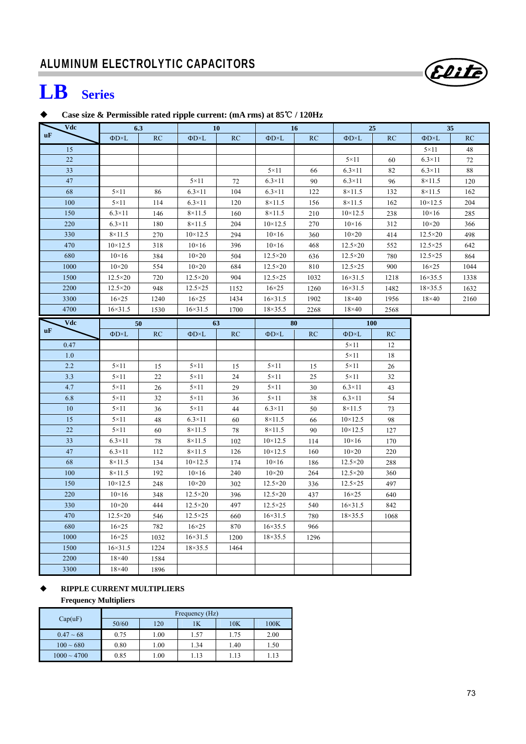# ALUMINUM ELECTROLYTIC CAPACITORS

## LB Series

◆ **Case size & Permissible rated ripple current: (mA rms) at 85℃ / 120Hz**

| Vdc / uF | 6.3 | | 10 | | 16 | | 25 | | 35 | |
|---|---|---|---|---|---|---|---|---|---|---|
| | ΦD×L | RC | ΦD×L | RC | ΦD×L | RC | ΦD×L | RC | ΦD×L | RC |
| 15 | | | | | | | | | 5×11 | 48 |
| 22 | | | | | | | 5×11 | 60 | 6.3×11 | 72 |
| 33 | | | | | 5×11 | 66 | 6.3×11 | 82 | 6.3×11 | 88 |
| 47 | | | 5×11 | 72 | 6.3×11 | 90 | 6.3×11 | 96 | 8×11.5 | 120 |
| 68 | 5×11 | 86 | 6.3×11 | 104 | 6.3×11 | 122 | 8×11.5 | 132 | 8×11.5 | 162 |
| 100 | 5×11 | 114 | 6.3×11 | 120 | 8×11.5 | 156 | 8×11.5 | 162 | 10×12.5 | 204 |
| 150 | 6.3×11 | 146 | 8×11.5 | 160 | 8×11.5 | 210 | 10×12.5 | 238 | 10×16 | 285 |
| 220 | 6.3×11 | 180 | 8×11.5 | 204 | 10×12.5 | 270 | 10×16 | 312 | 10×20 | 366 |
| 330 | 8×11.5 | 270 | 10×12.5 | 294 | 10×16 | 360 | 10×20 | 414 | 12.5×20 | 498 |
| 470 | 10×12.5 | 318 | 10×16 | 396 | 10×16 | 468 | 12.5×20 | 552 | 12.5×25 | 642 |
| 680 | 10×16 | 384 | 10×20 | 504 | 12.5×20 | 636 | 12.5×20 | 780 | 12.5×25 | 864 |
| 1000 | 10×20 | 554 | 10×20 | 684 | 12.5×20 | 810 | 12.5×25 | 900 | 16×25 | 1044 |
| 1500 | 12.5×20 | 720 | 12.5×20 | 904 | 12.5×25 | 1032 | 16×31.5 | 1218 | 16×35.5 | 1338 |
| 2200 | 12.5×20 | 948 | 12.5×25 | 1152 | 16×25 | 1260 | 16×31.5 | 1482 | 18×35.5 | 1632 |
| 3300 | 16×25 | 1240 | 16×25 | 1434 | 16×31.5 | 1902 | 18×40 | 1956 | 18×40 | 2160 |
| 4700 | 16×31.5 | 1530 | 16×31.5 | 1700 | 18×35.5 | 2268 | 18×40 | 2568 | | |

| Vdc / uF | 50 | | 63 | | 80 | | 100 | |
|---|---|---|---|---|---|---|---|---|
| | ΦD×L | RC | ΦD×L | RC | ΦD×L | RC | ΦD×L | RC |
| 0.47 | | | | | | | 5×11 | 12 |
| 1.0 | | | | | | | 5×11 | 18 |
| 2.2 | 5×11 | 15 | 5×11 | 15 | 5×11 | 15 | 5×11 | 26 |
| 3.3 | 5×11 | 22 | 5×11 | 24 | 5×11 | 25 | 5×11 | 32 |
| 4.7 | 5×11 | 26 | 5×11 | 29 | 5×11 | 30 | 6.3×11 | 43 |
| 6.8 | 5×11 | 32 | 5×11 | 36 | 5×11 | 38 | 6.3×11 | 54 |
| 10 | 5×11 | 36 | 5×11 | 44 | 6.3×11 | 50 | 8×11.5 | 73 |
| 15 | 5×11 | 48 | 6.3×11 | 60 | 8×11.5 | 66 | 10×12.5 | 98 |
| 22 | 5×11 | 60 | 8×11.5 | 78 | 8×11.5 | 90 | 10×12.5 | 127 |
| 33 | 6.3×11 | 78 | 8×11.5 | 102 | 10×12.5 | 114 | 10×16 | 170 |
| 47 | 6.3×11 | 112 | 8×11.5 | 126 | 10×12.5 | 160 | 10×20 | 220 |
| 68 | 8×11.5 | 134 | 10×12.5 | 174 | 10×16 | 186 | 12.5×20 | 288 |
| 100 | 8×11.5 | 192 | 10×16 | 240 | 10×20 | 264 | 12.5×20 | 360 |
| 150 | 10×12.5 | 248 | 10×20 | 302 | 12.5×20 | 336 | 12.5×25 | 497 |
| 220 | 10×16 | 348 | 12.5×20 | 396 | 12.5×20 | 437 | 16×25 | 640 |
| 330 | 10×20 | 444 | 12.5×20 | 497 | 12.5×25 | 540 | 16×31.5 | 842 |
| 470 | 12.5×20 | 546 | 12.5×25 | 660 | 16×31.5 | 780 | 18×35.5 | 1068 |
| 680 | 16×25 | 782 | 16×25 | 870 | 16×35.5 | 966 | | |
| 1000 | 16×25 | 1032 | 16×31.5 | 1200 | 18×35.5 | 1296 | | |
| 1500 | 16×31.5 | 1224 | 18×35.5 | 1464 | | | | |
| 2200 | 18×40 | 1584 | | | | | | |
| 3300 | 18×40 | 1896 | | | | | | |

◆ **RIPPLE CURRENT MULTIPLIERS**

**Frequency Multipliers**

| Cap(uF) | Frequency (Hz) | | | | |
|---|---|---|---|---|---|
| | 50/60 | 120 | 1K | 10K | 100K |
| 0.47 ~ 68 | 0.75 | 1.00 | 1.57 | 1.75 | 2.00 |
| 100 ~ 680 | 0.80 | 1.00 | 1.34 | 1.40 | 1.50 |
| 1000 ~ 4700 | 0.85 | 1.00 | 1.13 | 1.13 | 1.13 |